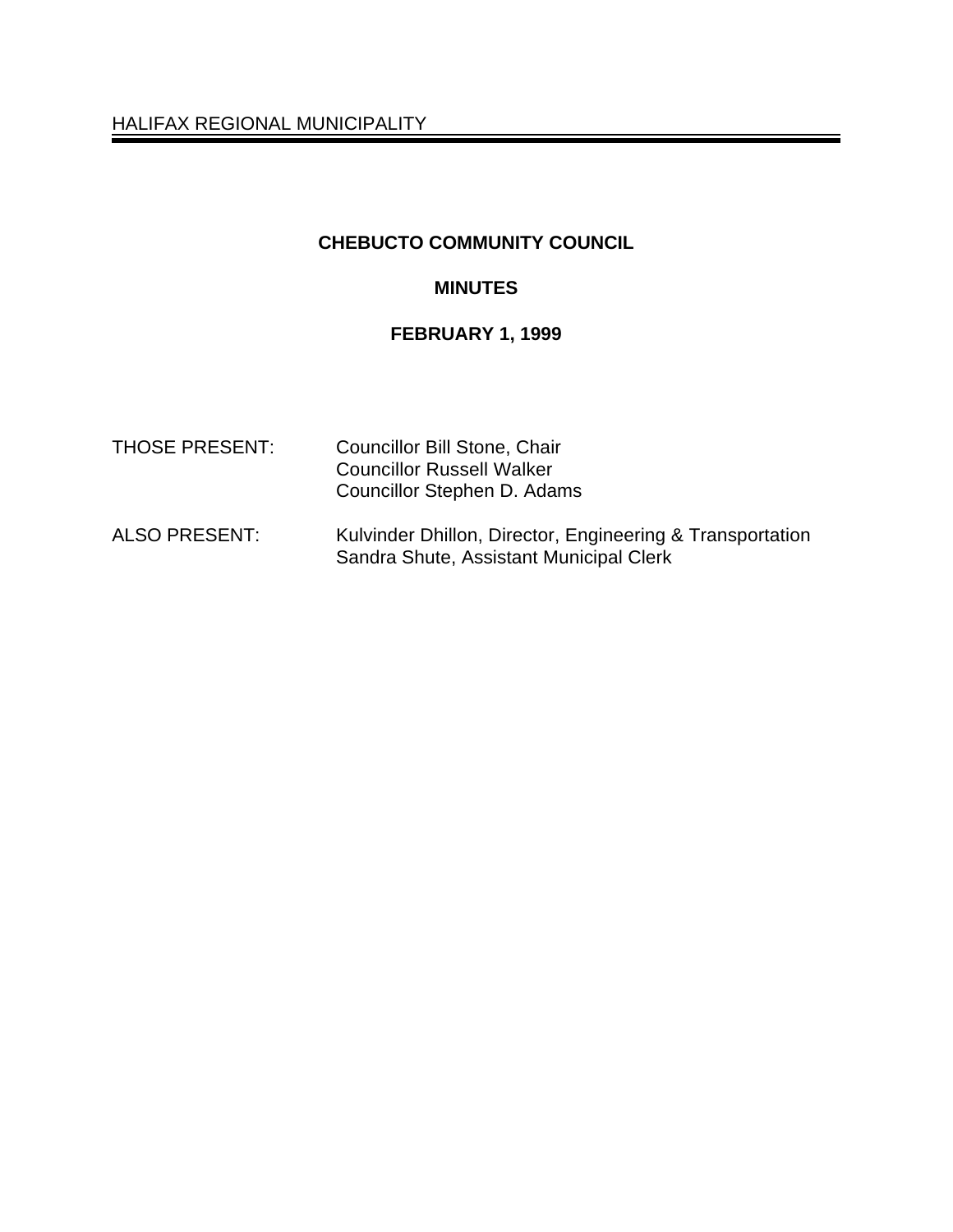HALIFAX REGIONAL MUNICIPALITY

# CHEBUCTO COMMUNITY COUNCIL

## MINUTES

## FEBRUARY 1, 1999

THOSE PRESENT: Councillor Bill Stone, Chair
Councillor Russell Walker
Councillor Stephen D. Adams

ALSO PRESENT: Kulvinder Dhillon, Director, Engineering & Transportation
Sandra Shute, Assistant Municipal Clerk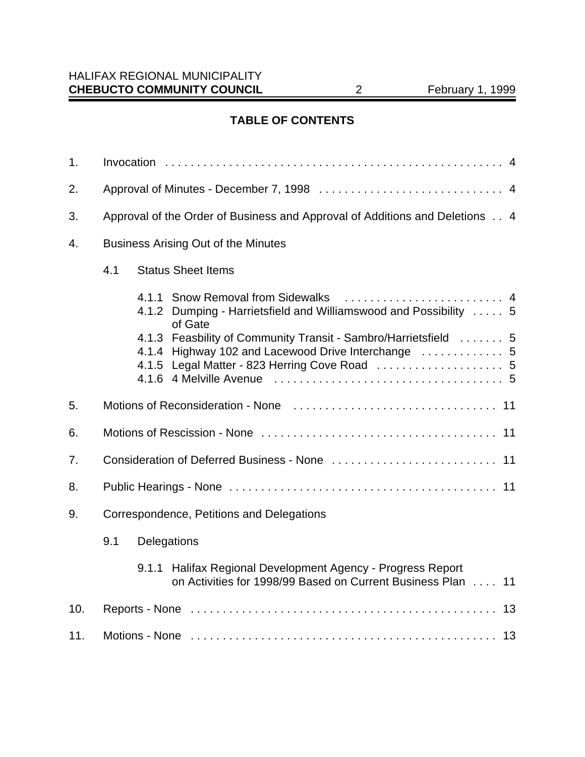## TABLE OF CONTENTS

1. Invocation . . . . . . . . . . . . . . . . . . . . . . . . . . . . . . . . . . . . . . . . . . . . . . . . . . . . . 4

2. Approval of Minutes - December 7, 1998 . . . . . . . . . . . . . . . . . . . . . . . . . . . . . 4

3. Approval of the Order of Business and Approval of Additions and Deletions . . 4

4. Business Arising Out of the Minutes

   4.1 Status Sheet Items

   4.1.1 Snow Removal from Sidewalks . . . . . . . . . . . . . . . . . . . . . . . . . 4
   4.1.2 Dumping - Harrietsfield and Williamswood and Possibility of Gate . . . . . 5
   4.1.3 Feasbility of Community Transit - Sambro/Harrietsfield . . . . . . . 5
   4.1.4 Highway 102 and Lacewood Drive Interchange . . . . . . . . . . . . . 5
   4.1.5 Legal Matter - 823 Herring Cove Road . . . . . . . . . . . . . . . . . . . . 5
   4.1.6 4 Melville Avenue . . . . . . . . . . . . . . . . . . . . . . . . . . . . . . . . . . . . 5

5. Motions of Reconsideration - None . . . . . . . . . . . . . . . . . . . . . . . . . . . . . . . . 11

6. Motions of Rescission - None . . . . . . . . . . . . . . . . . . . . . . . . . . . . . . . . . . . . . 11

7. Consideration of Deferred Business - None . . . . . . . . . . . . . . . . . . . . . . . . . . 11

8. Public Hearings - None . . . . . . . . . . . . . . . . . . . . . . . . . . . . . . . . . . . . . . . . . . 11

9. Correspondence, Petitions and Delegations

   9.1 Delegations

   9.1.1 Halifax Regional Development Agency - Progress Report on Activities for 1998/99 Based on Current Business Plan . . . . 11

10. Reports - None . . . . . . . . . . . . . . . . . . . . . . . . . . . . . . . . . . . . . . . . . . . . . . . . 13

11. Motions - None . . . . . . . . . . . . . . . . . . . . . . . . . . . . . . . . . . . . . . . . . . . . . . . . 13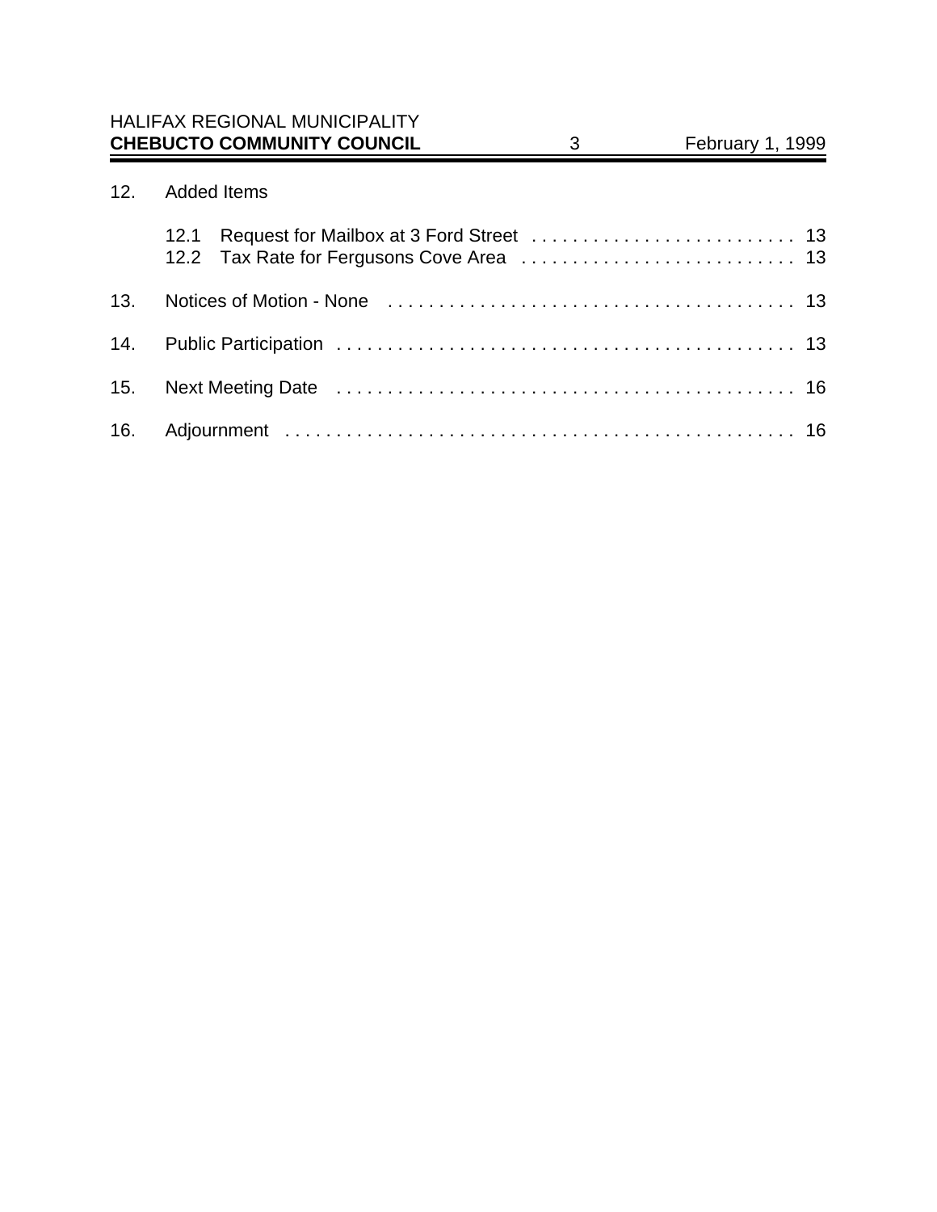12. Added Items

    12.1 Request for Mailbox at 3 Ford Street . . . . . . . . . . . . . . . . . . . . . . . . . . 13
    12.2 Tax Rate for Fergusons Cove Area . . . . . . . . . . . . . . . . . . . . . . . . . . . 13

13. Notices of Motion - None . . . . . . . . . . . . . . . . . . . . . . . . . . . . . . . . . . . . . . . . 13

14. Public Participation . . . . . . . . . . . . . . . . . . . . . . . . . . . . . . . . . . . . . . . . . . . . . 13

15. Next Meeting Date . . . . . . . . . . . . . . . . . . . . . . . . . . . . . . . . . . . . . . . . . . . . . 16

16. Adjournment . . . . . . . . . . . . . . . . . . . . . . . . . . . . . . . . . . . . . . . . . . . . . . . . . 16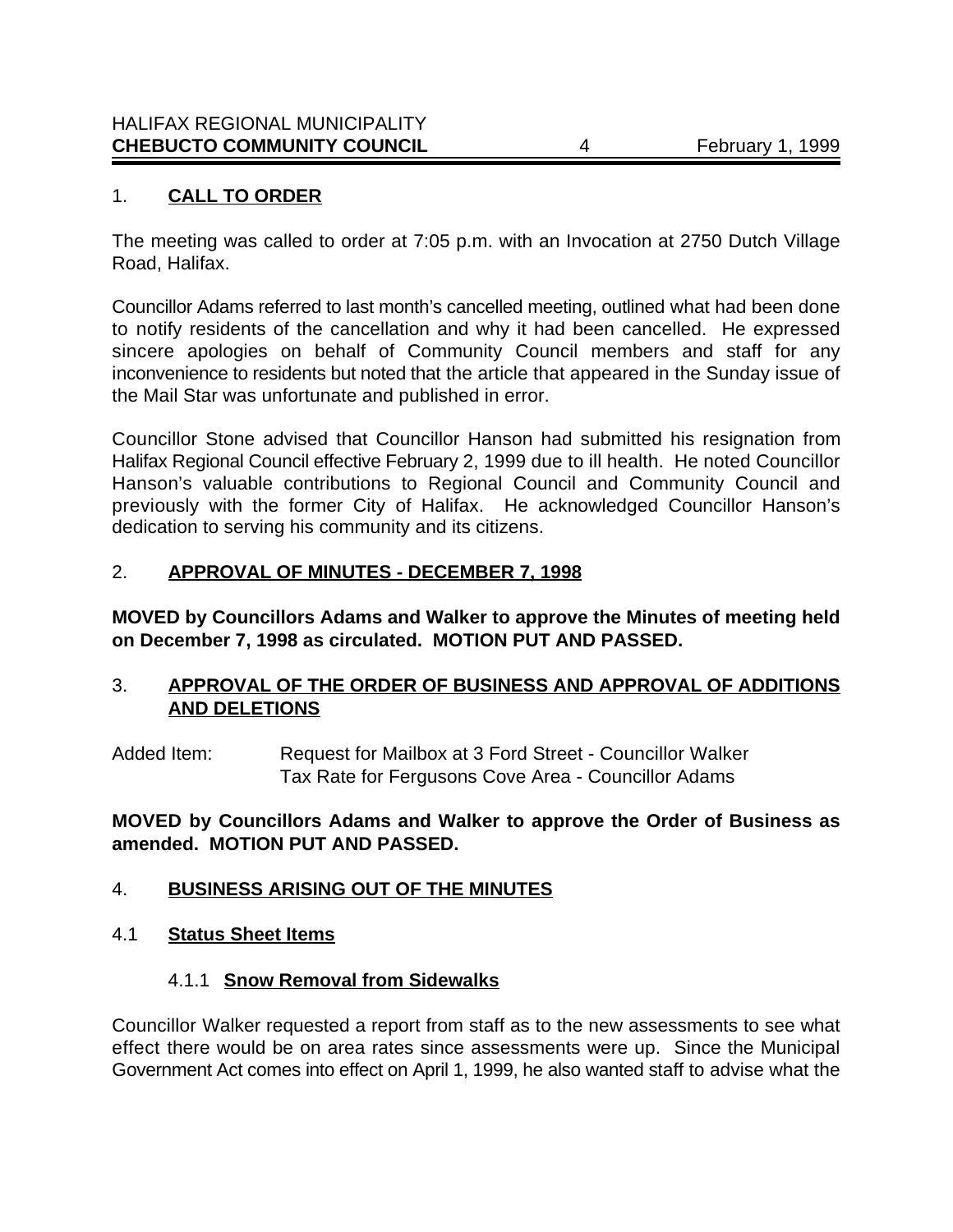## 1. CALL TO ORDER

The meeting was called to order at 7:05 p.m. with an Invocation at 2750 Dutch Village Road, Halifax.

Councillor Adams referred to last month's cancelled meeting, outlined what had been done to notify residents of the cancellation and why it had been cancelled. He expressed sincere apologies on behalf of Community Council members and staff for any inconvenience to residents but noted that the article that appeared in the Sunday issue of the Mail Star was unfortunate and published in error.

Councillor Stone advised that Councillor Hanson had submitted his resignation from Halifax Regional Council effective February 2, 1999 due to ill health. He noted Councillor Hanson's valuable contributions to Regional Council and Community Council and previously with the former City of Halifax. He acknowledged Councillor Hanson's dedication to serving his community and its citizens.

## 2. APPROVAL OF MINUTES - DECEMBER 7, 1998

**MOVED by Councillors Adams and Walker to approve the Minutes of meeting held on December 7, 1998 as circulated. MOTION PUT AND PASSED.**

## 3. APPROVAL OF THE ORDER OF BUSINESS AND APPROVAL OF ADDITIONS AND DELETIONS

Added Item: Request for Mailbox at 3 Ford Street - Councillor Walker
Tax Rate for Fergusons Cove Area - Councillor Adams

**MOVED by Councillors Adams and Walker to approve the Order of Business as amended. MOTION PUT AND PASSED.**

## 4. BUSINESS ARISING OUT OF THE MINUTES

### 4.1 Status Sheet Items

#### 4.1.1 Snow Removal from Sidewalks

Councillor Walker requested a report from staff as to the new assessments to see what effect there would be on area rates since assessments were up. Since the Municipal Government Act comes into effect on April 1, 1999, he also wanted staff to advise what the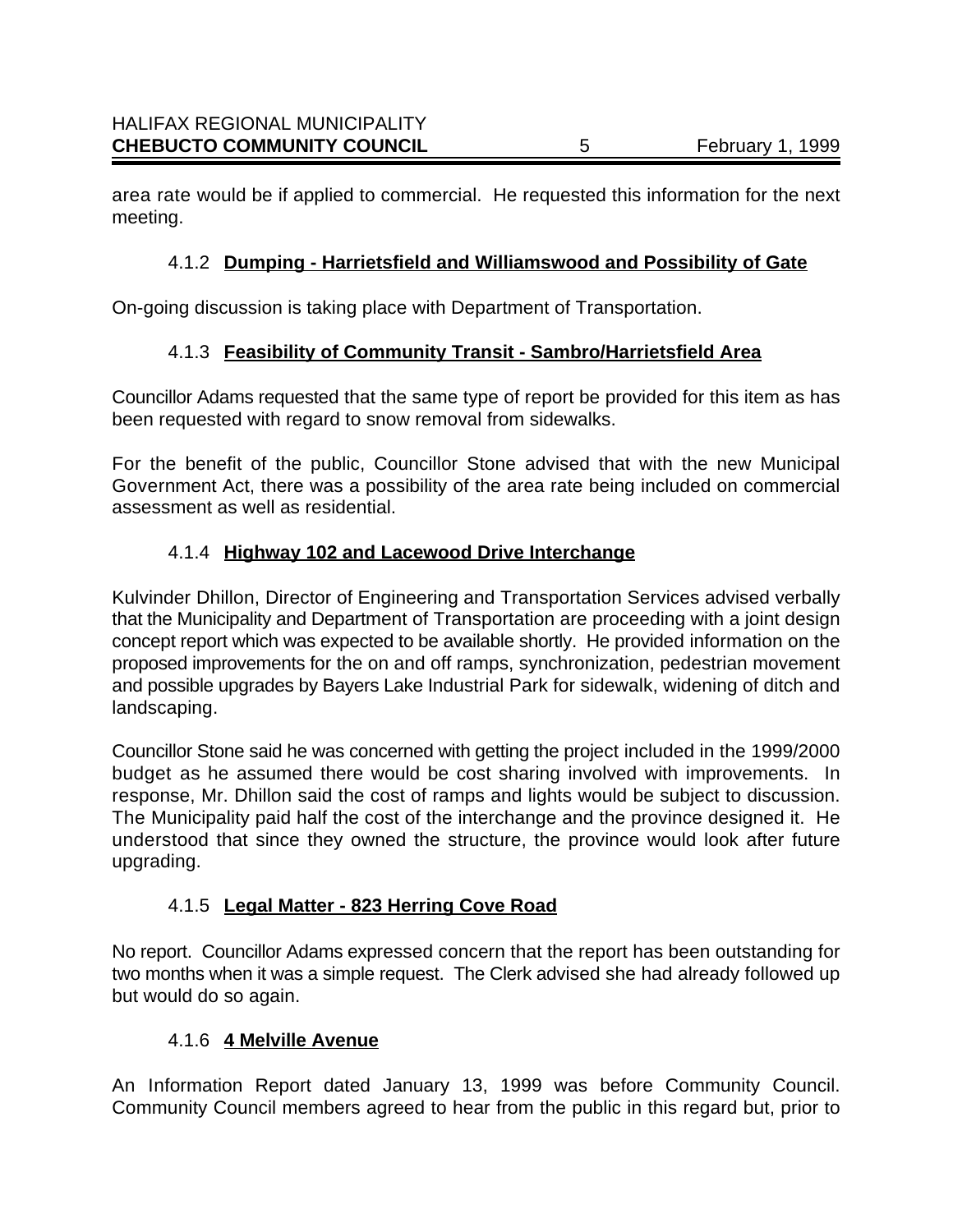area rate would be if applied to commercial. He requested this information for the next meeting.

### 4.1.2 **Dumping - Harrietsfield and Williamswood and Possibility of Gate**

On-going discussion is taking place with Department of Transportation.

### 4.1.3 **Feasibility of Community Transit - Sambro/Harrietsfield Area**

Councillor Adams requested that the same type of report be provided for this item as has been requested with regard to snow removal from sidewalks.

For the benefit of the public, Councillor Stone advised that with the new Municipal Government Act, there was a possibility of the area rate being included on commercial assessment as well as residential.

### 4.1.4 **Highway 102 and Lacewood Drive Interchange**

Kulvinder Dhillon, Director of Engineering and Transportation Services advised verbally that the Municipality and Department of Transportation are proceeding with a joint design concept report which was expected to be available shortly. He provided information on the proposed improvements for the on and off ramps, synchronization, pedestrian movement and possible upgrades by Bayers Lake Industrial Park for sidewalk, widening of ditch and landscaping.

Councillor Stone said he was concerned with getting the project included in the 1999/2000 budget as he assumed there would be cost sharing involved with improvements. In response, Mr. Dhillon said the cost of ramps and lights would be subject to discussion. The Municipality paid half the cost of the interchange and the province designed it. He understood that since they owned the structure, the province would look after future upgrading.

### 4.1.5 **Legal Matter - 823 Herring Cove Road**

No report. Councillor Adams expressed concern that the report has been outstanding for two months when it was a simple request. The Clerk advised she had already followed up but would do so again.

### 4.1.6 **4 Melville Avenue**

An Information Report dated January 13, 1999 was before Community Council. Community Council members agreed to hear from the public in this regard but, prior to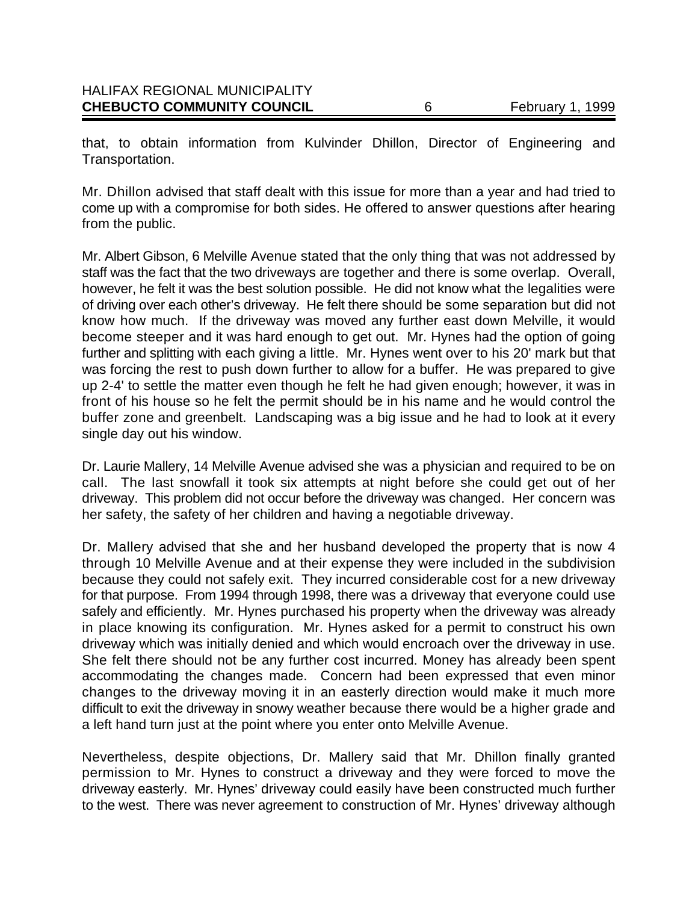that, to obtain information from Kulvinder Dhillon, Director of Engineering and Transportation.

Mr. Dhillon advised that staff dealt with this issue for more than a year and had tried to come up with a compromise for both sides. He offered to answer questions after hearing from the public.

Mr. Albert Gibson, 6 Melville Avenue stated that the only thing that was not addressed by staff was the fact that the two driveways are together and there is some overlap. Overall, however, he felt it was the best solution possible. He did not know what the legalities were of driving over each other's driveway. He felt there should be some separation but did not know how much. If the driveway was moved any further east down Melville, it would become steeper and it was hard enough to get out. Mr. Hynes had the option of going further and splitting with each giving a little. Mr. Hynes went over to his 20' mark but that was forcing the rest to push down further to allow for a buffer. He was prepared to give up 2-4' to settle the matter even though he felt he had given enough; however, it was in front of his house so he felt the permit should be in his name and he would control the buffer zone and greenbelt. Landscaping was a big issue and he had to look at it every single day out his window.

Dr. Laurie Mallery, 14 Melville Avenue advised she was a physician and required to be on call. The last snowfall it took six attempts at night before she could get out of her driveway. This problem did not occur before the driveway was changed. Her concern was her safety, the safety of her children and having a negotiable driveway.

Dr. Mallery advised that she and her husband developed the property that is now 4 through 10 Melville Avenue and at their expense they were included in the subdivision because they could not safely exit. They incurred considerable cost for a new driveway for that purpose. From 1994 through 1998, there was a driveway that everyone could use safely and efficiently. Mr. Hynes purchased his property when the driveway was already in place knowing its configuration. Mr. Hynes asked for a permit to construct his own driveway which was initially denied and which would encroach over the driveway in use. She felt there should not be any further cost incurred. Money has already been spent accommodating the changes made. Concern had been expressed that even minor changes to the driveway moving it in an easterly direction would make it much more difficult to exit the driveway in snowy weather because there would be a higher grade and a left hand turn just at the point where you enter onto Melville Avenue.

Nevertheless, despite objections, Dr. Mallery said that Mr. Dhillon finally granted permission to Mr. Hynes to construct a driveway and they were forced to move the driveway easterly. Mr. Hynes' driveway could easily have been constructed much further to the west. There was never agreement to construction of Mr. Hynes' driveway although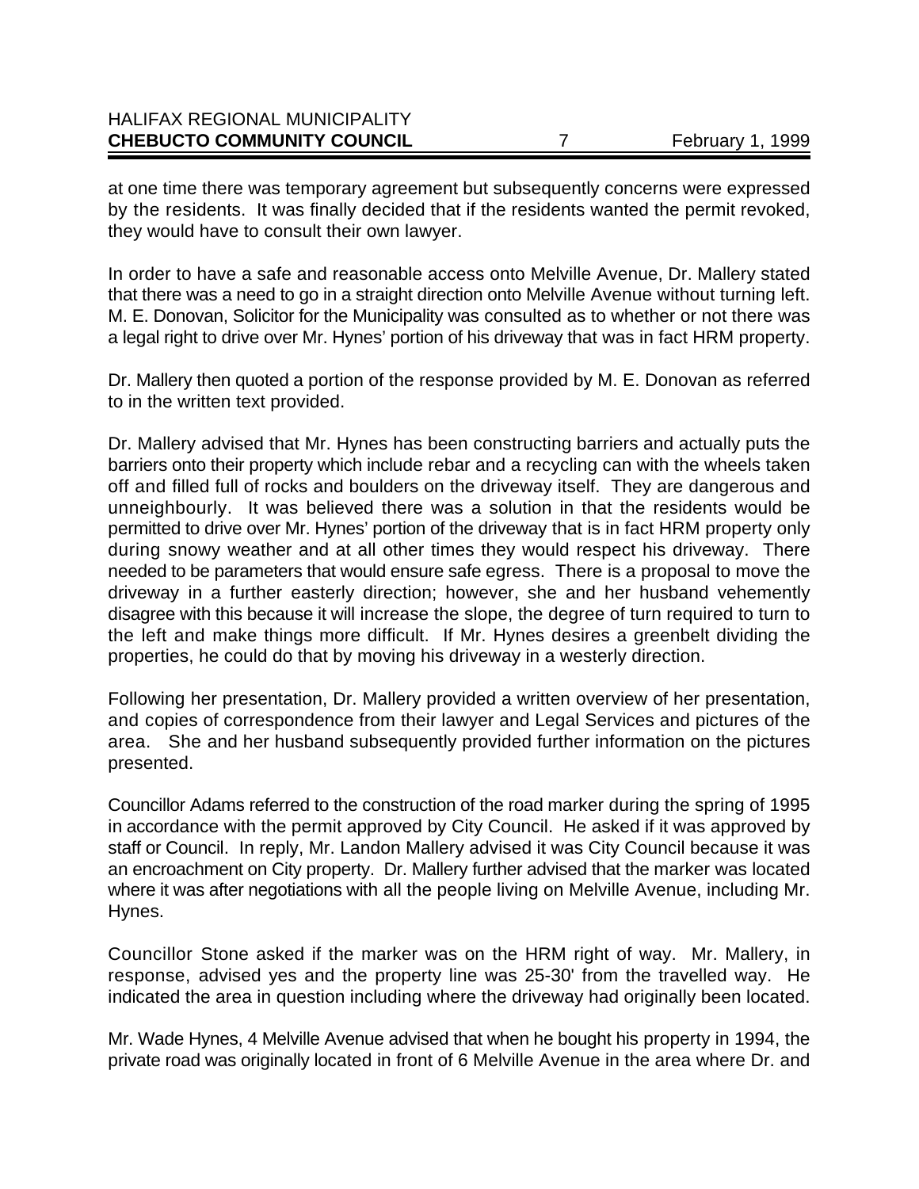at one time there was temporary agreement but subsequently concerns were expressed by the residents. It was finally decided that if the residents wanted the permit revoked, they would have to consult their own lawyer.

In order to have a safe and reasonable access onto Melville Avenue, Dr. Mallery stated that there was a need to go in a straight direction onto Melville Avenue without turning left. M. E. Donovan, Solicitor for the Municipality was consulted as to whether or not there was a legal right to drive over Mr. Hynes' portion of his driveway that was in fact HRM property.

Dr. Mallery then quoted a portion of the response provided by M. E. Donovan as referred to in the written text provided.

Dr. Mallery advised that Mr. Hynes has been constructing barriers and actually puts the barriers onto their property which include rebar and a recycling can with the wheels taken off and filled full of rocks and boulders on the driveway itself. They are dangerous and unneighbourly. It was believed there was a solution in that the residents would be permitted to drive over Mr. Hynes' portion of the driveway that is in fact HRM property only during snowy weather and at all other times they would respect his driveway. There needed to be parameters that would ensure safe egress. There is a proposal to move the driveway in a further easterly direction; however, she and her husband vehemently disagree with this because it will increase the slope, the degree of turn required to turn to the left and make things more difficult. If Mr. Hynes desires a greenbelt dividing the properties, he could do that by moving his driveway in a westerly direction.

Following her presentation, Dr. Mallery provided a written overview of her presentation, and copies of correspondence from their lawyer and Legal Services and pictures of the area. She and her husband subsequently provided further information on the pictures presented.

Councillor Adams referred to the construction of the road marker during the spring of 1995 in accordance with the permit approved by City Council. He asked if it was approved by staff or Council. In reply, Mr. Landon Mallery advised it was City Council because it was an encroachment on City property. Dr. Mallery further advised that the marker was located where it was after negotiations with all the people living on Melville Avenue, including Mr. Hynes.

Councillor Stone asked if the marker was on the HRM right of way. Mr. Mallery, in response, advised yes and the property line was 25-30' from the travelled way. He indicated the area in question including where the driveway had originally been located.

Mr. Wade Hynes, 4 Melville Avenue advised that when he bought his property in 1994, the private road was originally located in front of 6 Melville Avenue in the area where Dr. and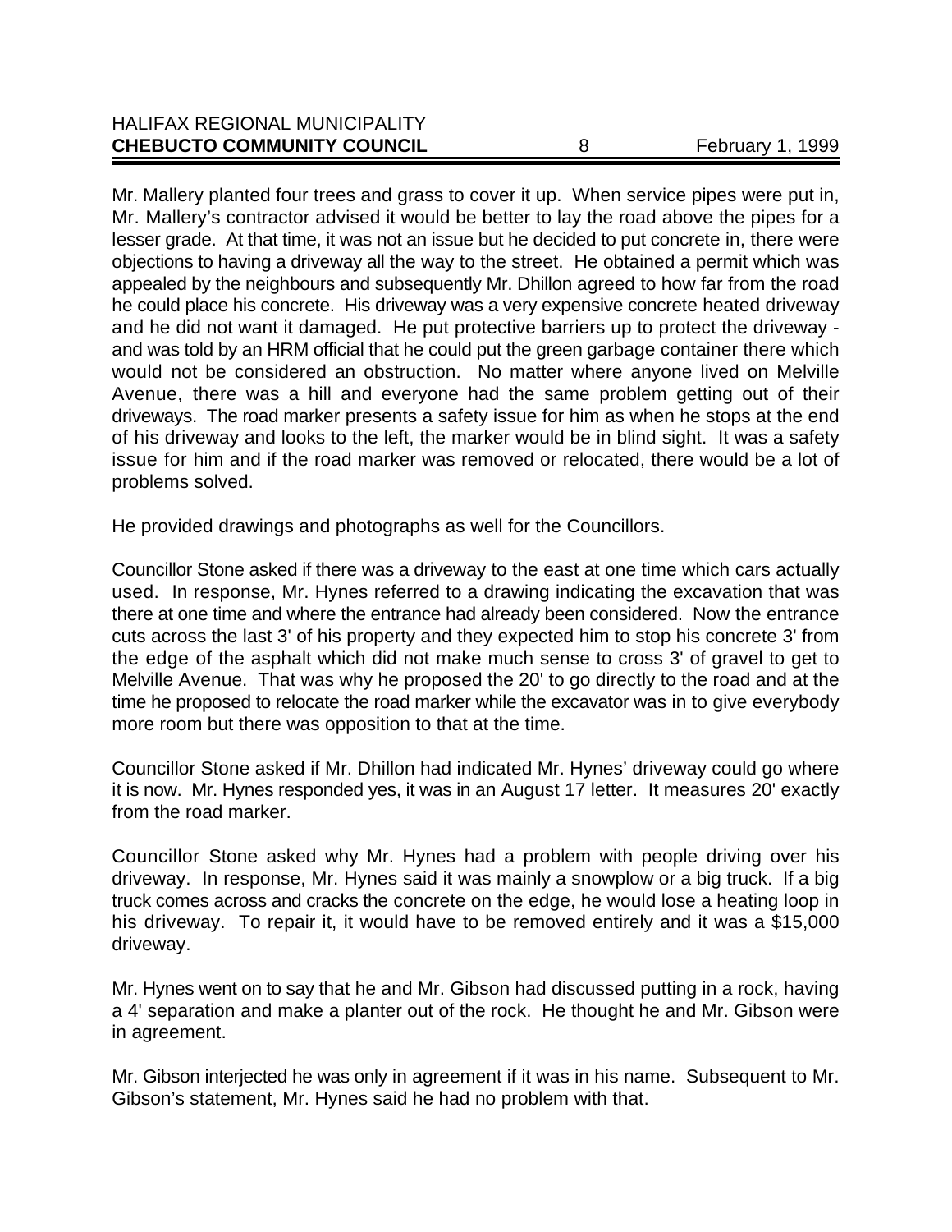Mr. Mallery planted four trees and grass to cover it up. When service pipes were put in, Mr. Mallery's contractor advised it would be better to lay the road above the pipes for a lesser grade. At that time, it was not an issue but he decided to put concrete in, there were objections to having a driveway all the way to the street. He obtained a permit which was appealed by the neighbours and subsequently Mr. Dhillon agreed to how far from the road he could place his concrete. His driveway was a very expensive concrete heated driveway and he did not want it damaged. He put protective barriers up to protect the driveway - and was told by an HRM official that he could put the green garbage container there which would not be considered an obstruction. No matter where anyone lived on Melville Avenue, there was a hill and everyone had the same problem getting out of their driveways. The road marker presents a safety issue for him as when he stops at the end of his driveway and looks to the left, the marker would be in blind sight. It was a safety issue for him and if the road marker was removed or relocated, there would be a lot of problems solved.

He provided drawings and photographs as well for the Councillors.

Councillor Stone asked if there was a driveway to the east at one time which cars actually used. In response, Mr. Hynes referred to a drawing indicating the excavation that was there at one time and where the entrance had already been considered. Now the entrance cuts across the last 3' of his property and they expected him to stop his concrete 3' from the edge of the asphalt which did not make much sense to cross 3' of gravel to get to Melville Avenue. That was why he proposed the 20' to go directly to the road and at the time he proposed to relocate the road marker while the excavator was in to give everybody more room but there was opposition to that at the time.

Councillor Stone asked if Mr. Dhillon had indicated Mr. Hynes' driveway could go where it is now. Mr. Hynes responded yes, it was in an August 17 letter. It measures 20' exactly from the road marker.

Councillor Stone asked why Mr. Hynes had a problem with people driving over his driveway. In response, Mr. Hynes said it was mainly a snowplow or a big truck. If a big truck comes across and cracks the concrete on the edge, he would lose a heating loop in his driveway. To repair it, it would have to be removed entirely and it was a $15,000 driveway.

Mr. Hynes went on to say that he and Mr. Gibson had discussed putting in a rock, having a 4' separation and make a planter out of the rock. He thought he and Mr. Gibson were in agreement.

Mr. Gibson interjected he was only in agreement if it was in his name. Subsequent to Mr. Gibson's statement, Mr. Hynes said he had no problem with that.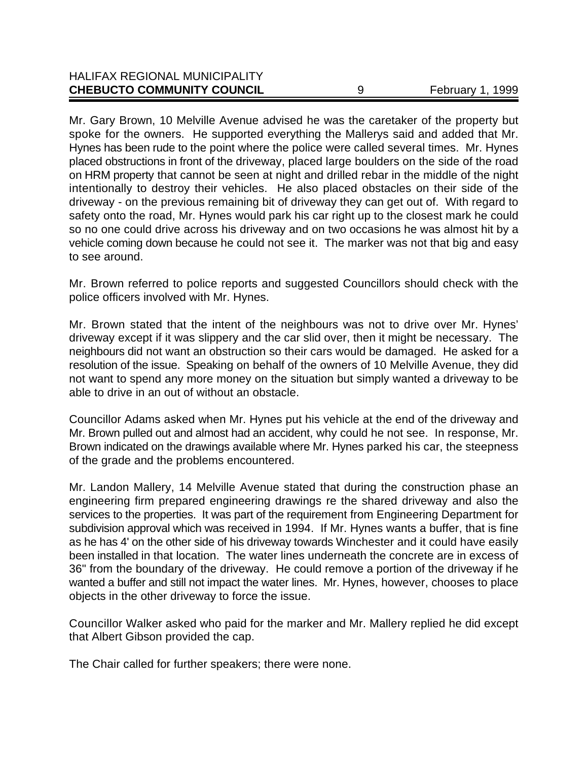Mr. Gary Brown, 10 Melville Avenue advised he was the caretaker of the property but spoke for the owners. He supported everything the Mallerys said and added that Mr. Hynes has been rude to the point where the police were called several times. Mr. Hynes placed obstructions in front of the driveway, placed large boulders on the side of the road on HRM property that cannot be seen at night and drilled rebar in the middle of the night intentionally to destroy their vehicles. He also placed obstacles on their side of the driveway - on the previous remaining bit of driveway they can get out of. With regard to safety onto the road, Mr. Hynes would park his car right up to the closest mark he could so no one could drive across his driveway and on two occasions he was almost hit by a vehicle coming down because he could not see it. The marker was not that big and easy to see around.

Mr. Brown referred to police reports and suggested Councillors should check with the police officers involved with Mr. Hynes.

Mr. Brown stated that the intent of the neighbours was not to drive over Mr. Hynes' driveway except if it was slippery and the car slid over, then it might be necessary. The neighbours did not want an obstruction so their cars would be damaged. He asked for a resolution of the issue. Speaking on behalf of the owners of 10 Melville Avenue, they did not want to spend any more money on the situation but simply wanted a driveway to be able to drive in an out of without an obstacle.

Councillor Adams asked when Mr. Hynes put his vehicle at the end of the driveway and Mr. Brown pulled out and almost had an accident, why could he not see. In response, Mr. Brown indicated on the drawings available where Mr. Hynes parked his car, the steepness of the grade and the problems encountered.

Mr. Landon Mallery, 14 Melville Avenue stated that during the construction phase an engineering firm prepared engineering drawings re the shared driveway and also the services to the properties. It was part of the requirement from Engineering Department for subdivision approval which was received in 1994. If Mr. Hynes wants a buffer, that is fine as he has 4' on the other side of his driveway towards Winchester and it could have easily been installed in that location. The water lines underneath the concrete are in excess of 36" from the boundary of the driveway. He could remove a portion of the driveway if he wanted a buffer and still not impact the water lines. Mr. Hynes, however, chooses to place objects in the other driveway to force the issue.

Councillor Walker asked who paid for the marker and Mr. Mallery replied he did except that Albert Gibson provided the cap.

The Chair called for further speakers; there were none.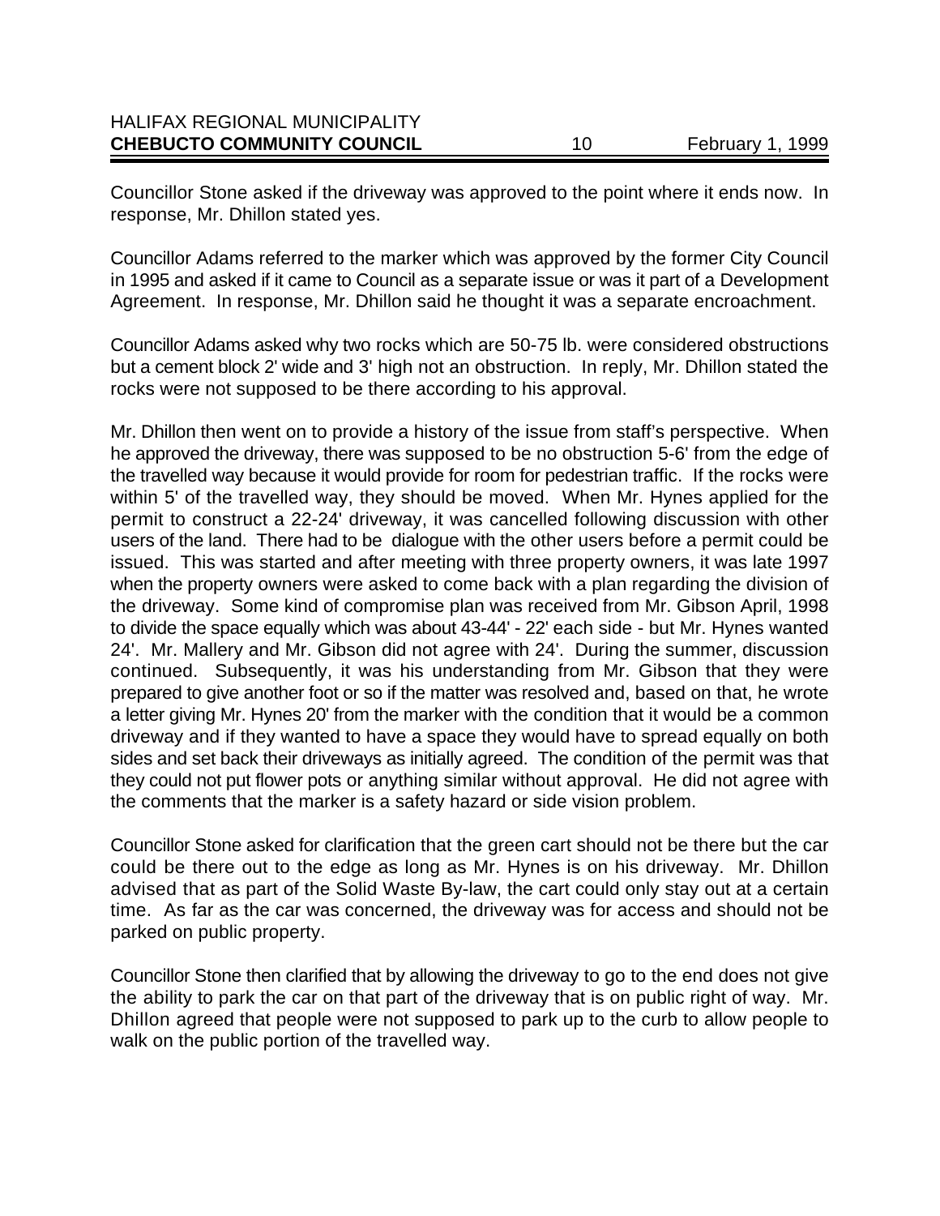Councillor Stone asked if the driveway was approved to the point where it ends now. In response, Mr. Dhillon stated yes.

Councillor Adams referred to the marker which was approved by the former City Council in 1995 and asked if it came to Council as a separate issue or was it part of a Development Agreement. In response, Mr. Dhillon said he thought it was a separate encroachment.

Councillor Adams asked why two rocks which are 50-75 lb. were considered obstructions but a cement block 2' wide and 3' high not an obstruction. In reply, Mr. Dhillon stated the rocks were not supposed to be there according to his approval.

Mr. Dhillon then went on to provide a history of the issue from staff's perspective. When he approved the driveway, there was supposed to be no obstruction 5-6' from the edge of the travelled way because it would provide for room for pedestrian traffic. If the rocks were within 5' of the travelled way, they should be moved. When Mr. Hynes applied for the permit to construct a 22-24' driveway, it was cancelled following discussion with other users of the land. There had to be dialogue with the other users before a permit could be issued. This was started and after meeting with three property owners, it was late 1997 when the property owners were asked to come back with a plan regarding the division of the driveway. Some kind of compromise plan was received from Mr. Gibson April, 1998 to divide the space equally which was about 43-44' - 22' each side - but Mr. Hynes wanted 24'. Mr. Mallery and Mr. Gibson did not agree with 24'. During the summer, discussion continued. Subsequently, it was his understanding from Mr. Gibson that they were prepared to give another foot or so if the matter was resolved and, based on that, he wrote a letter giving Mr. Hynes 20' from the marker with the condition that it would be a common driveway and if they wanted to have a space they would have to spread equally on both sides and set back their driveways as initially agreed. The condition of the permit was that they could not put flower pots or anything similar without approval. He did not agree with the comments that the marker is a safety hazard or side vision problem.

Councillor Stone asked for clarification that the green cart should not be there but the car could be there out to the edge as long as Mr. Hynes is on his driveway. Mr. Dhillon advised that as part of the Solid Waste By-law, the cart could only stay out at a certain time. As far as the car was concerned, the driveway was for access and should not be parked on public property.

Councillor Stone then clarified that by allowing the driveway to go to the end does not give the ability to park the car on that part of the driveway that is on public right of way. Mr. Dhillon agreed that people were not supposed to park up to the curb to allow people to walk on the public portion of the travelled way.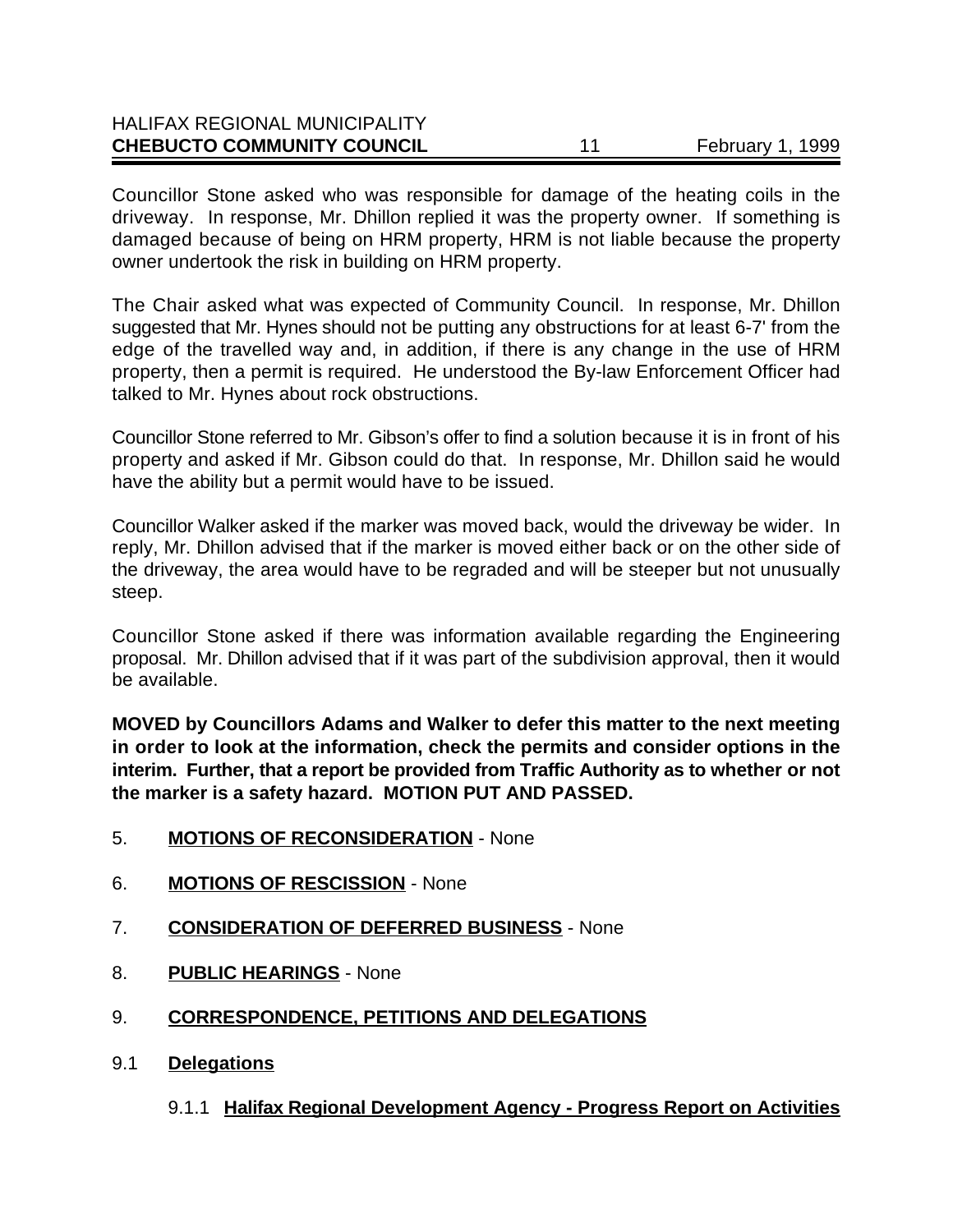Councillor Stone asked who was responsible for damage of the heating coils in the driveway. In response, Mr. Dhillon replied it was the property owner. If something is damaged because of being on HRM property, HRM is not liable because the property owner undertook the risk in building on HRM property.

The Chair asked what was expected of Community Council. In response, Mr. Dhillon suggested that Mr. Hynes should not be putting any obstructions for at least 6-7' from the edge of the travelled way and, in addition, if there is any change in the use of HRM property, then a permit is required. He understood the By-law Enforcement Officer had talked to Mr. Hynes about rock obstructions.

Councillor Stone referred to Mr. Gibson's offer to find a solution because it is in front of his property and asked if Mr. Gibson could do that. In response, Mr. Dhillon said he would have the ability but a permit would have to be issued.

Councillor Walker asked if the marker was moved back, would the driveway be wider. In reply, Mr. Dhillon advised that if the marker is moved either back or on the other side of the driveway, the area would have to be regraded and will be steeper but not unusually steep.

Councillor Stone asked if there was information available regarding the Engineering proposal. Mr. Dhillon advised that if it was part of the subdivision approval, then it would be available.

**MOVED by Councillors Adams and Walker to defer this matter to the next meeting in order to look at the information, check the permits and consider options in the interim. Further, that a report be provided from Traffic Authority as to whether or not the marker is a safety hazard. MOTION PUT AND PASSED.**

5. **MOTIONS OF RECONSIDERATION** - None

6. **MOTIONS OF RESCISSION** - None

7. **CONSIDERATION OF DEFERRED BUSINESS** - None

8. **PUBLIC HEARINGS** - None

9. **CORRESPONDENCE, PETITIONS AND DELEGATIONS**

9.1 **Delegations**

9.1.1 **Halifax Regional Development Agency - Progress Report on Activities**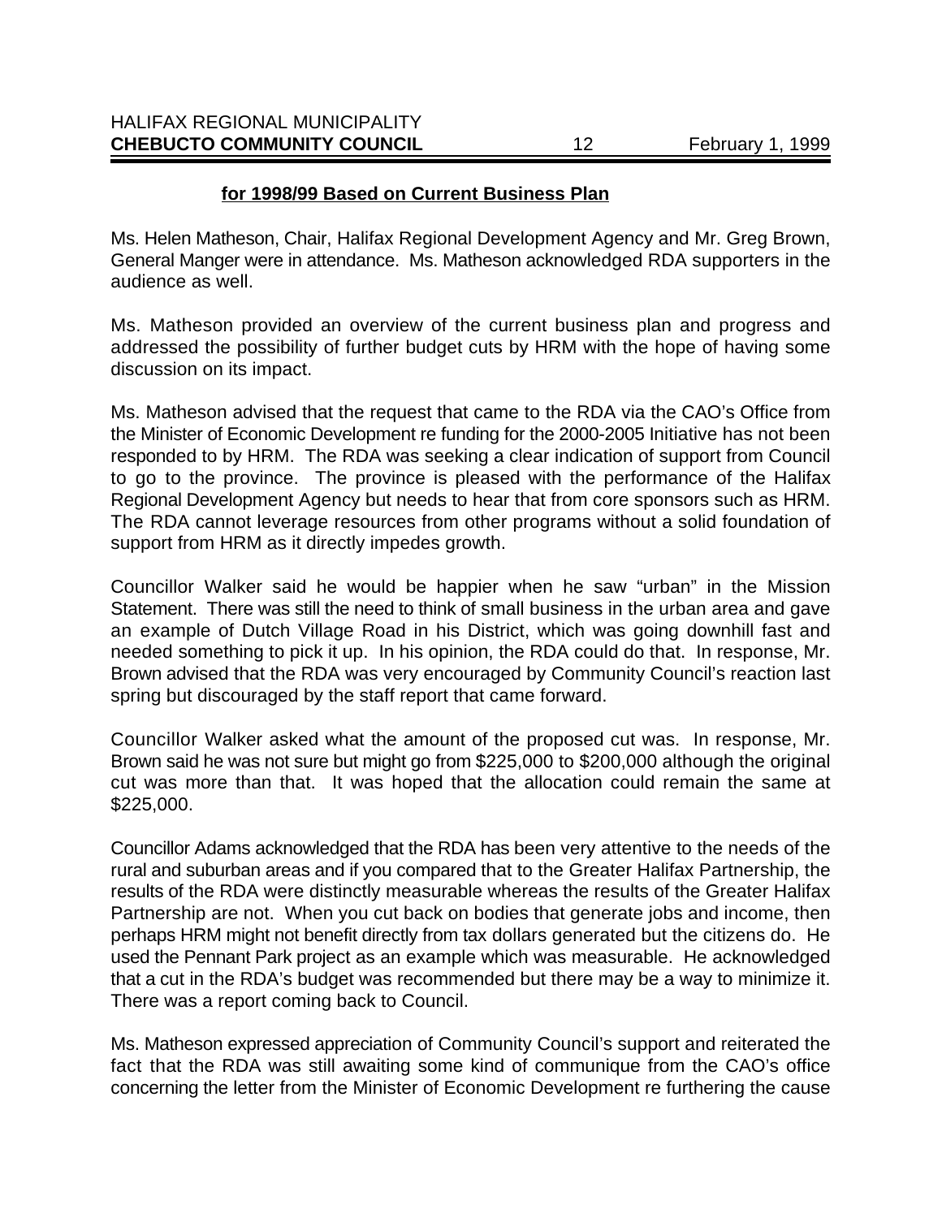**for 1998/99 Based on Current Business Plan**

Ms. Helen Matheson, Chair, Halifax Regional Development Agency and Mr. Greg Brown, General Manger were in attendance. Ms. Matheson acknowledged RDA supporters in the audience as well.

Ms. Matheson provided an overview of the current business plan and progress and addressed the possibility of further budget cuts by HRM with the hope of having some discussion on its impact.

Ms. Matheson advised that the request that came to the RDA via the CAO's Office from the Minister of Economic Development re funding for the 2000-2005 Initiative has not been responded to by HRM. The RDA was seeking a clear indication of support from Council to go to the province. The province is pleased with the performance of the Halifax Regional Development Agency but needs to hear that from core sponsors such as HRM. The RDA cannot leverage resources from other programs without a solid foundation of support from HRM as it directly impedes growth.

Councillor Walker said he would be happier when he saw "urban" in the Mission Statement. There was still the need to think of small business in the urban area and gave an example of Dutch Village Road in his District, which was going downhill fast and needed something to pick it up. In his opinion, the RDA could do that. In response, Mr. Brown advised that the RDA was very encouraged by Community Council's reaction last spring but discouraged by the staff report that came forward.

Councillor Walker asked what the amount of the proposed cut was. In response, Mr. Brown said he was not sure but might go from $225,000 to $200,000 although the original cut was more than that. It was hoped that the allocation could remain the same at $225,000.

Councillor Adams acknowledged that the RDA has been very attentive to the needs of the rural and suburban areas and if you compared that to the Greater Halifax Partnership, the results of the RDA were distinctly measurable whereas the results of the Greater Halifax Partnership are not. When you cut back on bodies that generate jobs and income, then perhaps HRM might not benefit directly from tax dollars generated but the citizens do. He used the Pennant Park project as an example which was measurable. He acknowledged that a cut in the RDA's budget was recommended but there may be a way to minimize it. There was a report coming back to Council.

Ms. Matheson expressed appreciation of Community Council's support and reiterated the fact that the RDA was still awaiting some kind of communique from the CAO's office concerning the letter from the Minister of Economic Development re furthering the cause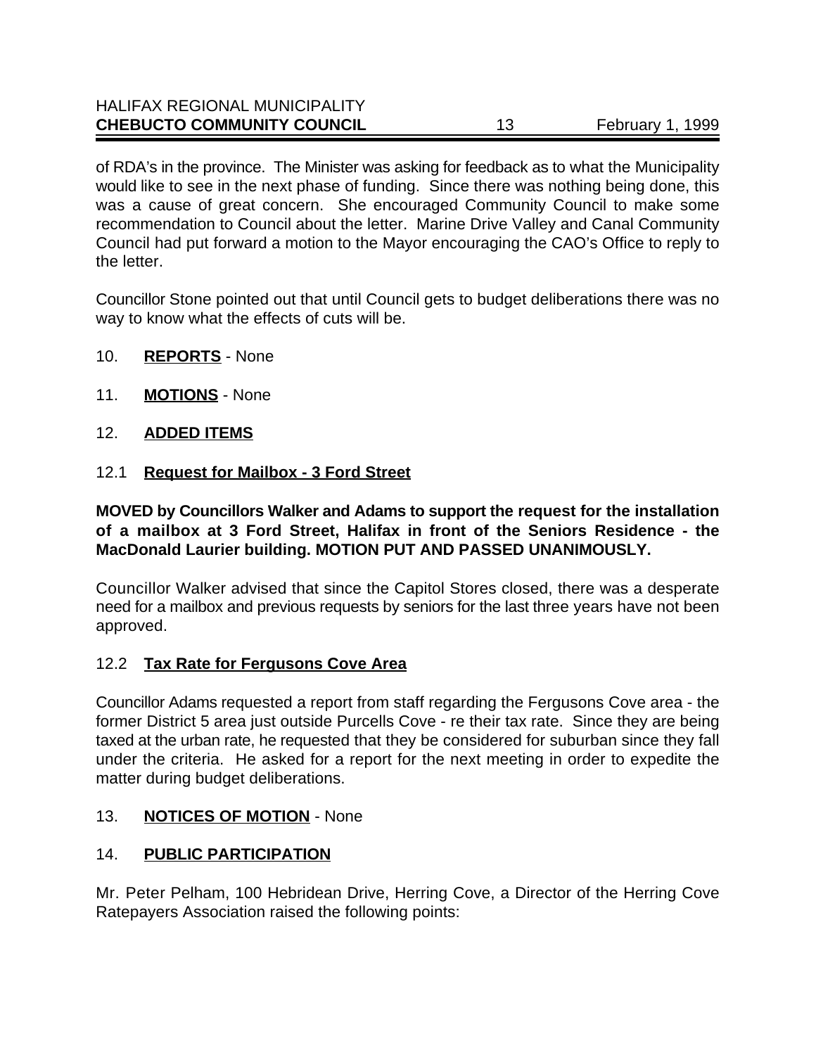of RDA's in the province. The Minister was asking for feedback as to what the Municipality would like to see in the next phase of funding. Since there was nothing being done, this was a cause of great concern. She encouraged Community Council to make some recommendation to Council about the letter. Marine Drive Valley and Canal Community Council had put forward a motion to the Mayor encouraging the CAO's Office to reply to the letter.

Councillor Stone pointed out that until Council gets to budget deliberations there was no way to know what the effects of cuts will be.

10. **REPORTS** - None

11. **MOTIONS** - None

12. **ADDED ITEMS**

12.1 **Request for Mailbox - 3 Ford Street**

**MOVED by Councillors Walker and Adams to support the request for the installation of a mailbox at 3 Ford Street, Halifax in front of the Seniors Residence - the MacDonald Laurier building. MOTION PUT AND PASSED UNANIMOUSLY.**

Councillor Walker advised that since the Capitol Stores closed, there was a desperate need for a mailbox and previous requests by seniors for the last three years have not been approved.

12.2 **Tax Rate for Fergusons Cove Area**

Councillor Adams requested a report from staff regarding the Fergusons Cove area - the former District 5 area just outside Purcells Cove - re their tax rate. Since they are being taxed at the urban rate, he requested that they be considered for suburban since they fall under the criteria. He asked for a report for the next meeting in order to expedite the matter during budget deliberations.

13. **NOTICES OF MOTION** - None

14. **PUBLIC PARTICIPATION**

Mr. Peter Pelham, 100 Hebridean Drive, Herring Cove, a Director of the Herring Cove Ratepayers Association raised the following points: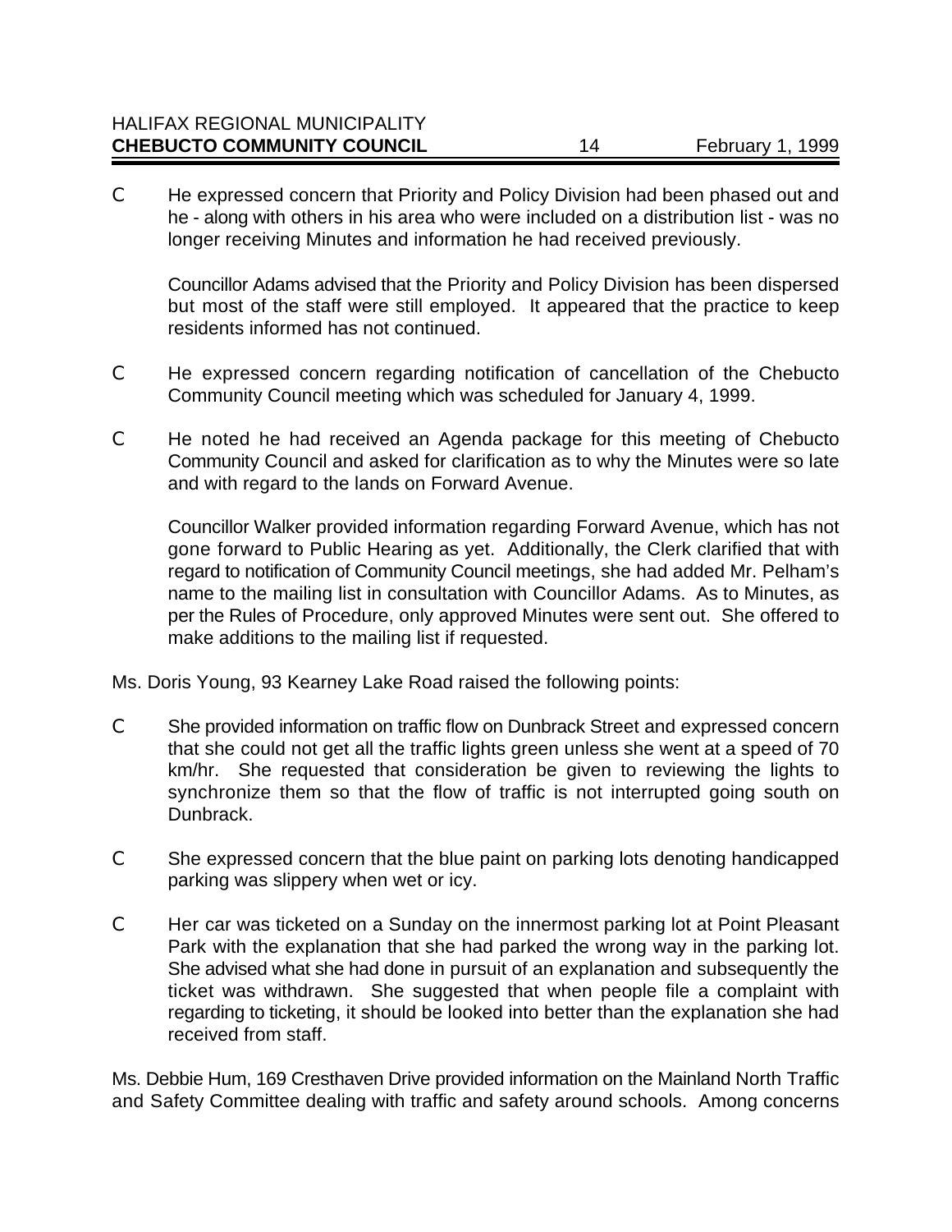- He expressed concern that Priority and Policy Division had been phased out and he - along with others in his area who were included on a distribution list - was no longer receiving Minutes and information he had received previously.

  Councillor Adams advised that the Priority and Policy Division has been dispersed but most of the staff were still employed. It appeared that the practice to keep residents informed has not continued.

- He expressed concern regarding notification of cancellation of the Chebucto Community Council meeting which was scheduled for January 4, 1999.

- He noted he had received an Agenda package for this meeting of Chebucto Community Council and asked for clarification as to why the Minutes were so late and with regard to the lands on Forward Avenue.

  Councillor Walker provided information regarding Forward Avenue, which has not gone forward to Public Hearing as yet. Additionally, the Clerk clarified that with regard to notification of Community Council meetings, she had added Mr. Pelham's name to the mailing list in consultation with Councillor Adams. As to Minutes, as per the Rules of Procedure, only approved Minutes were sent out. She offered to make additions to the mailing list if requested.

Ms. Doris Young, 93 Kearney Lake Road raised the following points:

- She provided information on traffic flow on Dunbrack Street and expressed concern that she could not get all the traffic lights green unless she went at a speed of 70 km/hr. She requested that consideration be given to reviewing the lights to synchronize them so that the flow of traffic is not interrupted going south on Dunbrack.

- She expressed concern that the blue paint on parking lots denoting handicapped parking was slippery when wet or icy.

- Her car was ticketed on a Sunday on the innermost parking lot at Point Pleasant Park with the explanation that she had parked the wrong way in the parking lot. She advised what she had done in pursuit of an explanation and subsequently the ticket was withdrawn. She suggested that when people file a complaint with regarding to ticketing, it should be looked into better than the explanation she had received from staff.

Ms. Debbie Hum, 169 Cresthaven Drive provided information on the Mainland North Traffic and Safety Committee dealing with traffic and safety around schools. Among concerns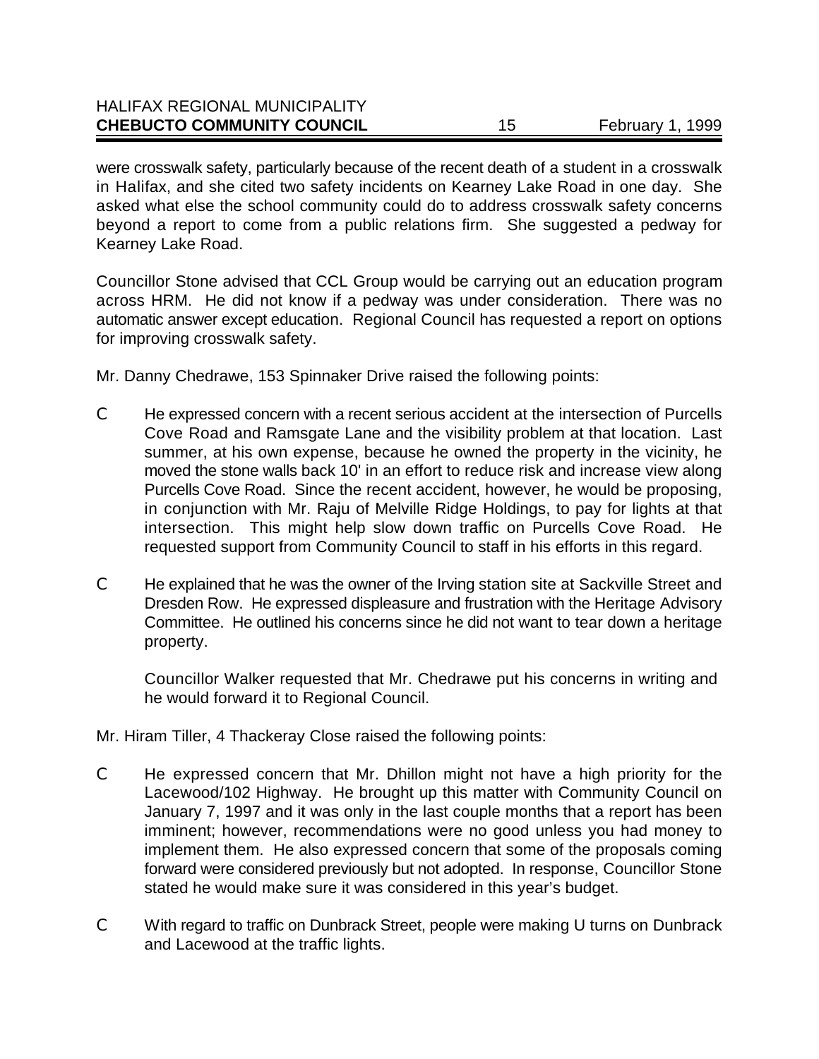were crosswalk safety, particularly because of the recent death of a student in a crosswalk in Halifax, and she cited two safety incidents on Kearney Lake Road in one day. She asked what else the school community could do to address crosswalk safety concerns beyond a report to come from a public relations firm. She suggested a pedway for Kearney Lake Road.

Councillor Stone advised that CCL Group would be carrying out an education program across HRM. He did not know if a pedway was under consideration. There was no automatic answer except education. Regional Council has requested a report on options for improving crosswalk safety.

Mr. Danny Chedrawe, 153 Spinnaker Drive raised the following points:

- He expressed concern with a recent serious accident at the intersection of Purcells Cove Road and Ramsgate Lane and the visibility problem at that location. Last summer, at his own expense, because he owned the property in the vicinity, he moved the stone walls back 10' in an effort to reduce risk and increase view along Purcells Cove Road. Since the recent accident, however, he would be proposing, in conjunction with Mr. Raju of Melville Ridge Holdings, to pay for lights at that intersection. This might help slow down traffic on Purcells Cove Road. He requested support from Community Council to staff in his efforts in this regard.

- He explained that he was the owner of the Irving station site at Sackville Street and Dresden Row. He expressed displeasure and frustration with the Heritage Advisory Committee. He outlined his concerns since he did not want to tear down a heritage property.

  Councillor Walker requested that Mr. Chedrawe put his concerns in writing and he would forward it to Regional Council.

Mr. Hiram Tiller, 4 Thackeray Close raised the following points:

- He expressed concern that Mr. Dhillon might not have a high priority for the Lacewood/102 Highway. He brought up this matter with Community Council on January 7, 1997 and it was only in the last couple months that a report has been imminent; however, recommendations were no good unless you had money to implement them. He also expressed concern that some of the proposals coming forward were considered previously but not adopted. In response, Councillor Stone stated he would make sure it was considered in this year's budget.

- With regard to traffic on Dunbrack Street, people were making U turns on Dunbrack and Lacewood at the traffic lights.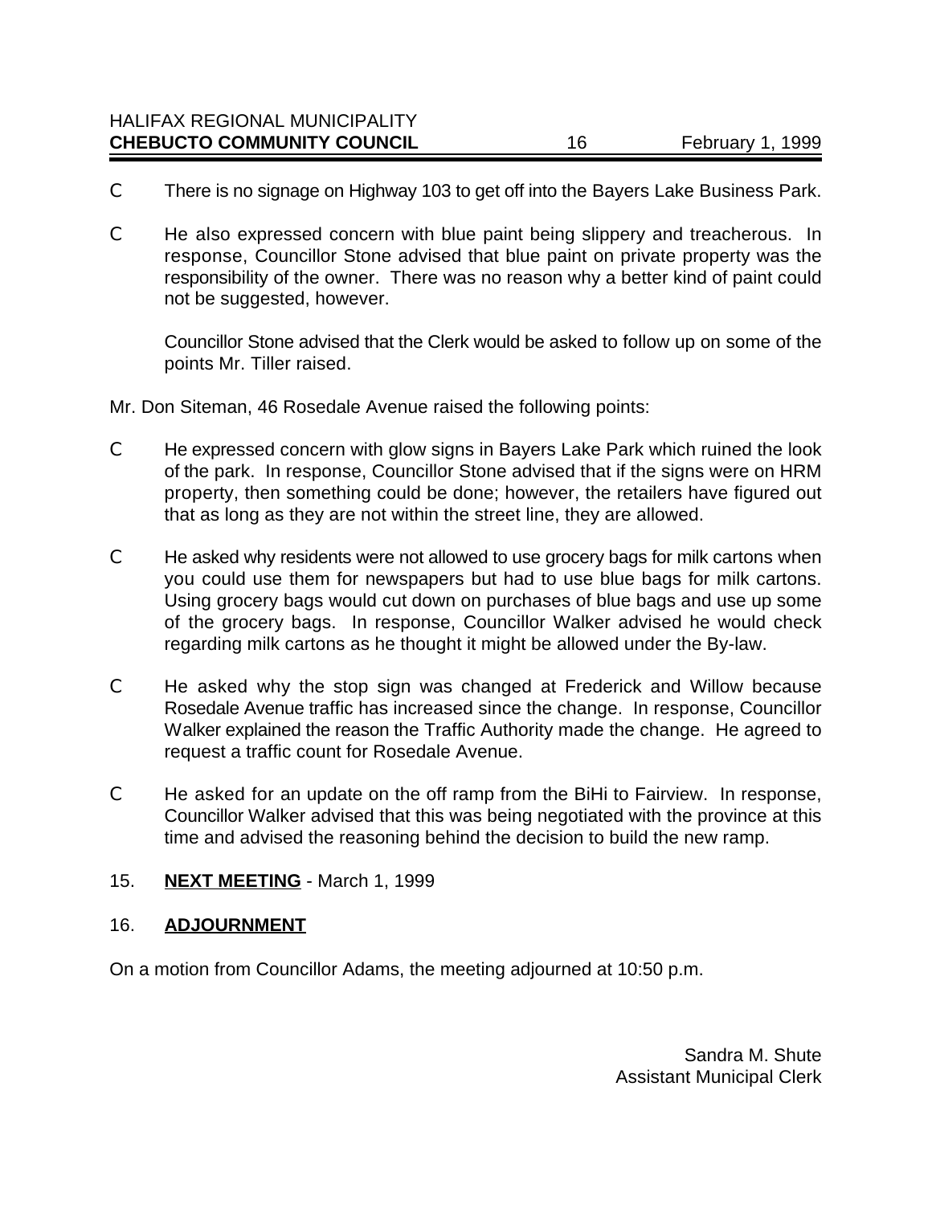- There is no signage on Highway 103 to get off into the Bayers Lake Business Park.

- He also expressed concern with blue paint being slippery and treacherous. In response, Councillor Stone advised that blue paint on private property was the responsibility of the owner. There was no reason why a better kind of paint could not be suggested, however.

  Councillor Stone advised that the Clerk would be asked to follow up on some of the points Mr. Tiller raised.

Mr. Don Siteman, 46 Rosedale Avenue raised the following points:

- He expressed concern with glow signs in Bayers Lake Park which ruined the look of the park. In response, Councillor Stone advised that if the signs were on HRM property, then something could be done; however, the retailers have figured out that as long as they are not within the street line, they are allowed.

- He asked why residents were not allowed to use grocery bags for milk cartons when you could use them for newspapers but had to use blue bags for milk cartons. Using grocery bags would cut down on purchases of blue bags and use up some of the grocery bags. In response, Councillor Walker advised he would check regarding milk cartons as he thought it might be allowed under the By-law.

- He asked why the stop sign was changed at Frederick and Willow because Rosedale Avenue traffic has increased since the change. In response, Councillor Walker explained the reason the Traffic Authority made the change. He agreed to request a traffic count for Rosedale Avenue.

- He asked for an update on the off ramp from the BiHi to Fairview. In response, Councillor Walker advised that this was being negotiated with the province at this time and advised the reasoning behind the decision to build the new ramp.

15. **NEXT MEETING** - March 1, 1999

16. **ADJOURNMENT**

On a motion from Councillor Adams, the meeting adjourned at 10:50 p.m.

Sandra M. Shute
Assistant Municipal Clerk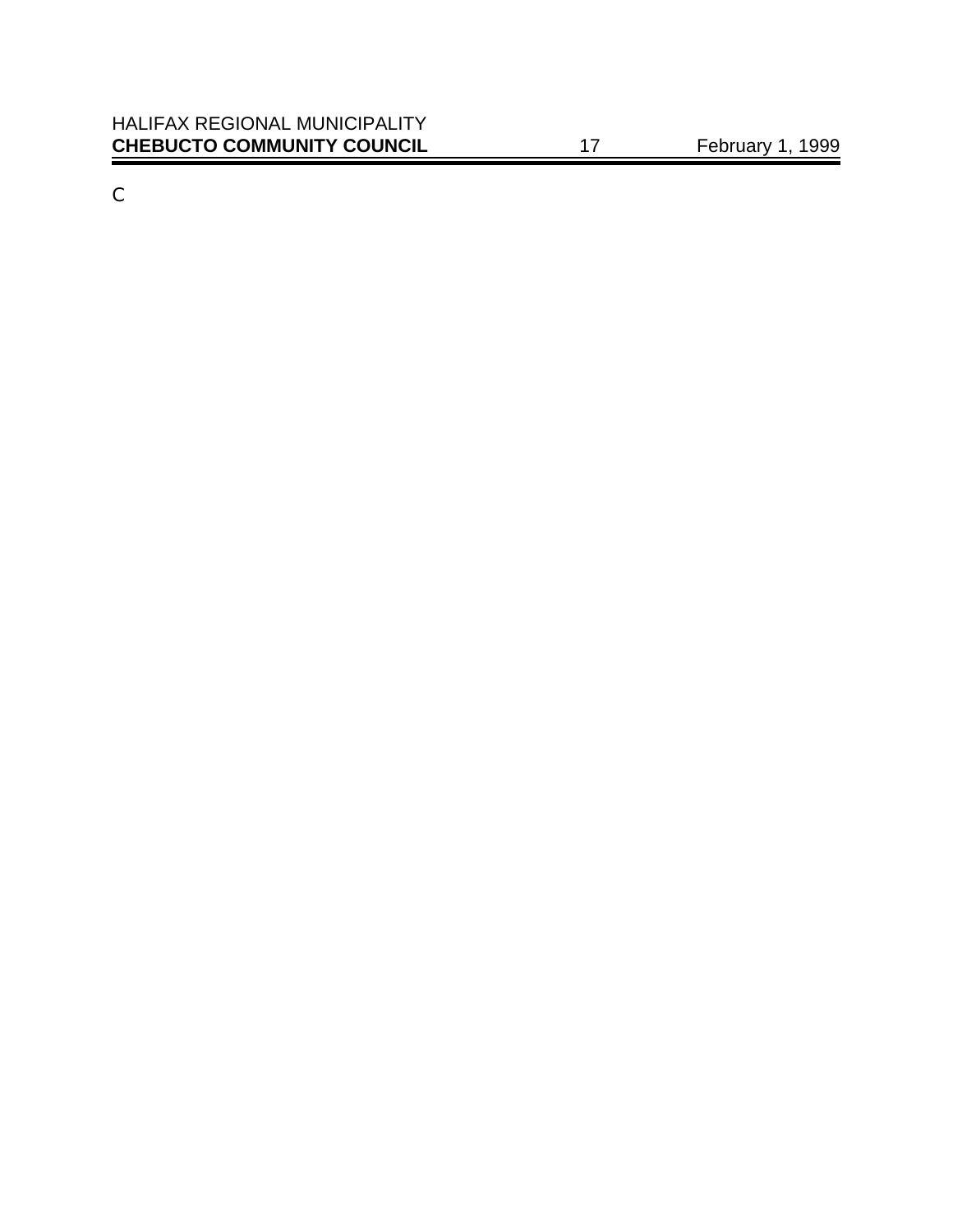C